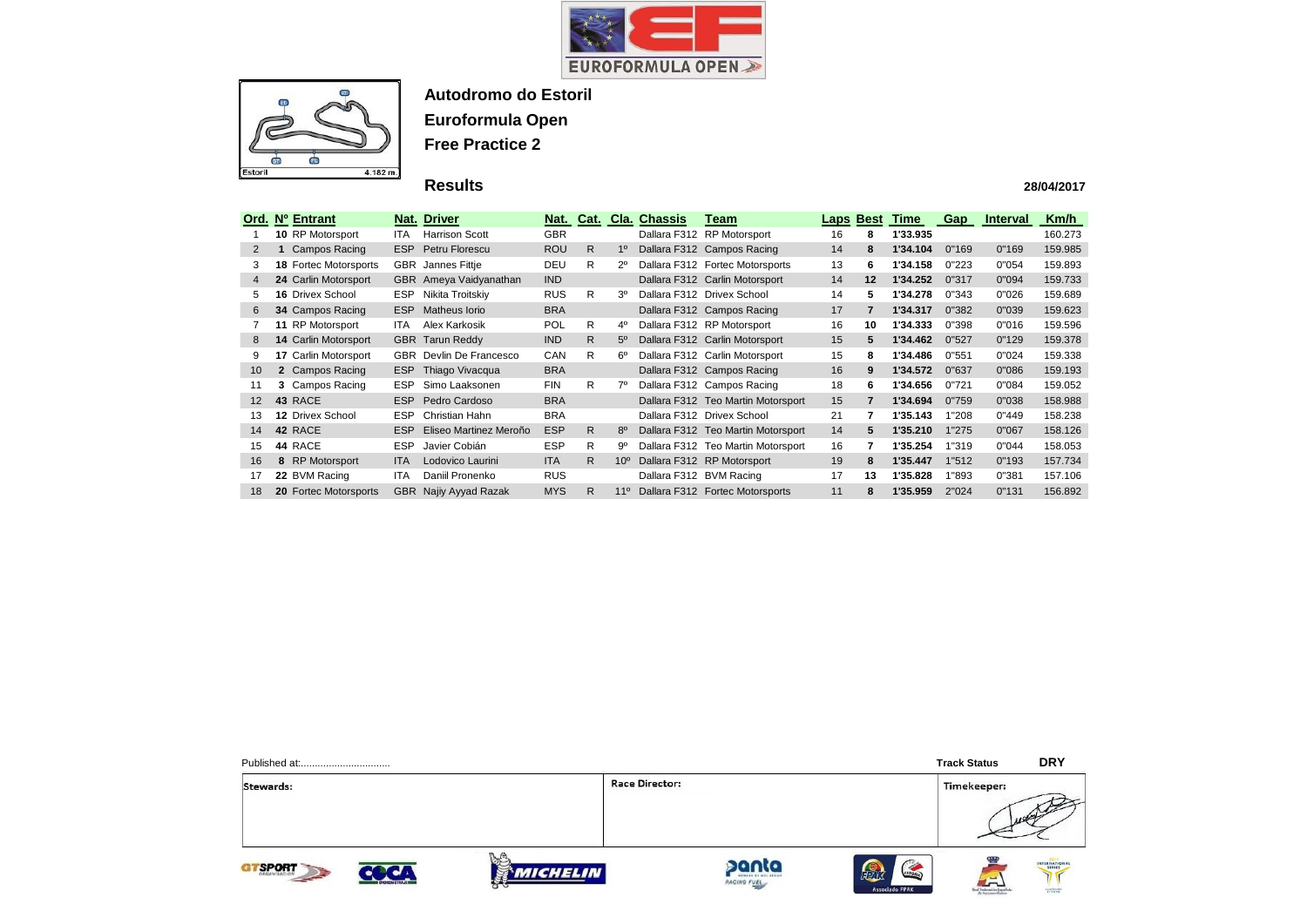# Autodromo do Estoril

## Euroformula Open

## Free Practice 2

### Results

28/04/2017

| Ord. | Nº | Entrant | Nat. | Driver | Nat. | Cat. | Cla. | Chassis | Team | Laps | Best | Time | Gap | Interval | Km/h |
|---|---|---|---|---|---|---|---|---|---|---|---|---|---|---|---|
| 1 | 10 | RP Motorsport | ITA | Harrison Scott | GBR | | | Dallara F312 | RP Motorsport | 16 | 8 | 1'33.935 | | | 160.273 |
| 2 | 1 | Campos Racing | ESP | Petru Florescu | ROU | R | 1º | Dallara F312 | Campos Racing | 14 | 8 | 1'34.104 | 0"169 | 0"169 | 159.985 |
| 3 | 18 | Fortec Motorsports | GBR | Jannes Fittje | DEU | R | 2º | Dallara F312 | Fortec Motorsports | 13 | 6 | 1'34.158 | 0"223 | 0"054 | 159.893 |
| 4 | 24 | Carlin Motorsport | GBR | Ameya Vaidyanathan | IND | | | Dallara F312 | Carlin Motorsport | 14 | 12 | 1'34.252 | 0"317 | 0"094 | 159.733 |
| 5 | 16 | Drivex School | ESP | Nikita Troitskiy | RUS | R | 3º | Dallara F312 | Drivex School | 14 | 5 | 1'34.278 | 0"343 | 0"026 | 159.689 |
| 6 | 34 | Campos Racing | ESP | Matheus Iorio | BRA | | | Dallara F312 | Campos Racing | 17 | 7 | 1'34.317 | 0"382 | 0"039 | 159.623 |
| 7 | 11 | RP Motorsport | ITA | Alex Karkosik | POL | R | 4º | Dallara F312 | RP Motorsport | 16 | 10 | 1'34.333 | 0"398 | 0"016 | 159.596 |
| 8 | 14 | Carlin Motorsport | GBR | Tarun Reddy | IND | R | 5º | Dallara F312 | Carlin Motorsport | 15 | 5 | 1'34.462 | 0"527 | 0"129 | 159.378 |
| 9 | 17 | Carlin Motorsport | GBR | Devlin De Francesco | CAN | R | 6º | Dallara F312 | Carlin Motorsport | 15 | 8 | 1'34.486 | 0"551 | 0"024 | 159.338 |
| 10 | 2 | Campos Racing | ESP | Thiago Vivacqua | BRA | | | Dallara F312 | Campos Racing | 16 | 9 | 1'34.572 | 0"637 | 0"086 | 159.193 |
| 11 | 3 | Campos Racing | ESP | Simo Laaksonen | FIN | R | 7º | Dallara F312 | Campos Racing | 18 | 6 | 1'34.656 | 0"721 | 0"084 | 159.052 |
| 12 | 43 | RACE | ESP | Pedro Cardoso | BRA | | | Dallara F312 | Teo Martin Motorsport | 15 | 7 | 1'34.694 | 0"759 | 0"038 | 158.988 |
| 13 | 12 | Drivex School | ESP | Christian Hahn | BRA | | | Dallara F312 | Drivex School | 21 | 7 | 1'35.143 | 1"208 | 0"449 | 158.238 |
| 14 | 42 | RACE | ESP | Eliseo Martinez Meroño | ESP | R | 8º | Dallara F312 | Teo Martin Motorsport | 14 | 5 | 1'35.210 | 1"275 | 0"067 | 158.126 |
| 15 | 44 | RACE | ESP | Javier Cobián | ESP | R | 9º | Dallara F312 | Teo Martin Motorsport | 16 | 7 | 1'35.254 | 1"319 | 0"044 | 158.053 |
| 16 | 8 | RP Motorsport | ITA | Lodovico Laurini | ITA | R | 10º | Dallara F312 | RP Motorsport | 19 | 8 | 1'35.447 | 1"512 | 0"193 | 157.734 |
| 17 | 22 | BVM Racing | ITA | Daniil Pronenko | RUS | | | Dallara F312 | BVM Racing | 17 | 13 | 1'35.828 | 1"893 | 0"381 | 157.106 |
| 18 | 20 | Fortec Motorsports | GBR | Najiy Ayyad Razak | MYS | R | 11º | Dallara F312 | Fortec Motorsports | 11 | 8 | 1'35.959 | 2"024 | 0"131 | 156.892 |

Published at:................................

Track Status: DRY

| Stewards: | Race Director: | Timekeeper: |
|---|---|---|
| | | |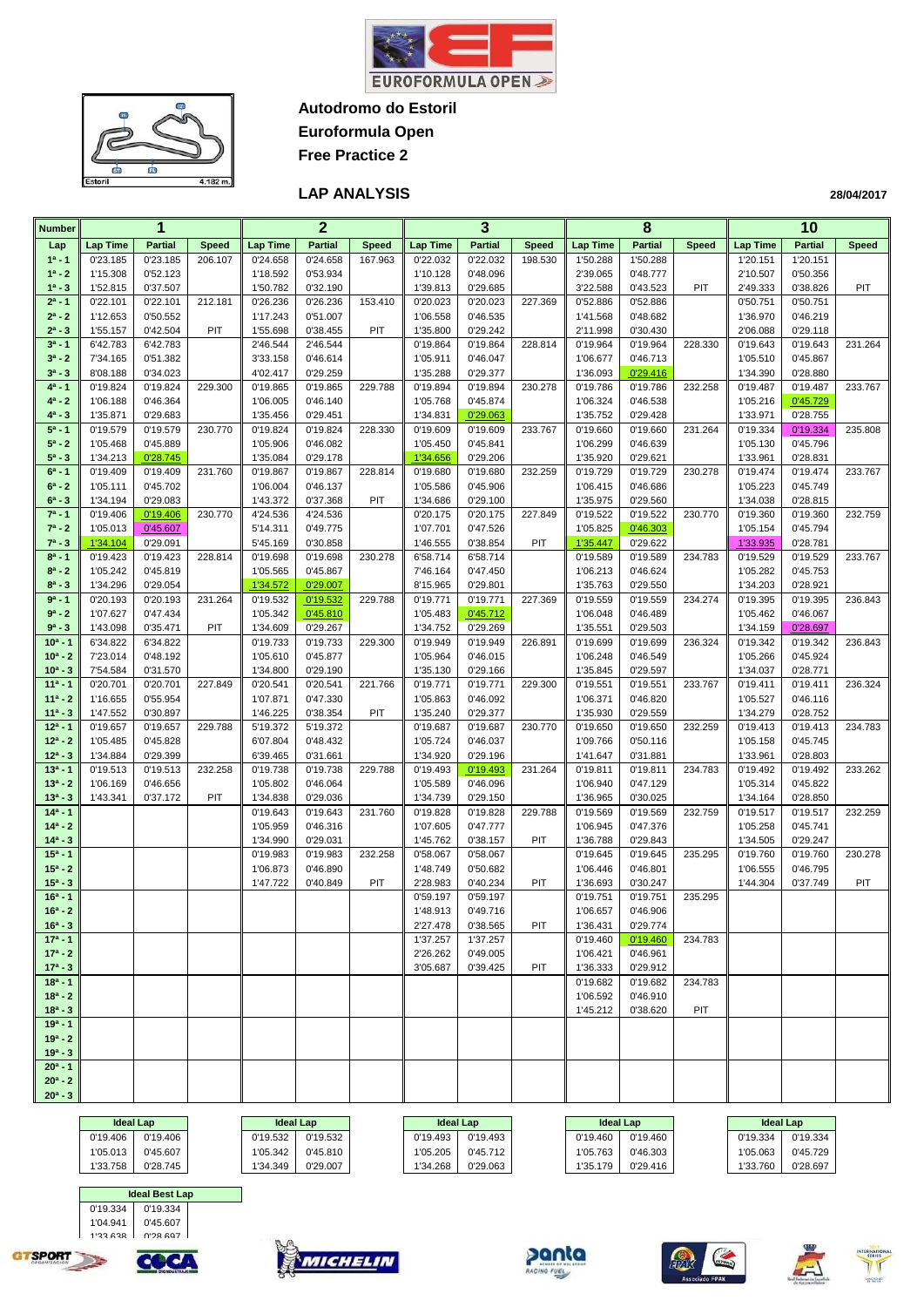# Autodromo do Estoril

## Euroformula Open

## Free Practice 2

### LAP ANALYSIS

28/04/2017

| Number | 1 | | | 2 | | | 3 | | | 8 | | | 10 | | |
|---|---|---|---|---|---|---|---|---|---|---|---|---|---|---|---|
| Lap | Lap Time | Partial | Speed | Lap Time | Partial | Speed | Lap Time | Partial | Speed | Lap Time | Partial | Speed | Lap Time | Partial | Speed |
| 1ª - 1 | 0'23.185 | 0'23.185 | 206.107 | 0'24.658 | 0'24.658 | 167.963 | 0'22.032 | 0'22.032 | 198.530 | 1'50.288 | 1'50.288 | | 1'20.151 | 1'20.151 | |
| 1ª - 2 | 1'15.308 | 0'52.123 | | 1'18.592 | 0'53.934 | | 1'10.128 | 0'48.096 | | 2'39.065 | 0'48.777 | | 2'10.507 | 0'50.356 | |
| 1ª - 3 | 1'52.815 | 0'37.507 | | 1'50.782 | 0'32.190 | | 1'39.813 | 0'29.685 | | 3'22.588 | 0'43.523 | PIT | 2'49.333 | 0'38.826 | PIT |
| 2ª - 1 | 0'22.101 | 0'22.101 | 212.181 | 0'26.236 | 0'26.236 | 153.410 | 0'20.023 | 0'20.023 | 227.369 | 0'52.886 | 0'52.886 | | 0'50.751 | 0'50.751 | |
| 2ª - 2 | 1'12.653 | 0'50.552 | | 1'17.243 | 0'51.007 | | 1'06.558 | 0'46.535 | | 1'41.568 | 0'48.682 | | 1'36.970 | 0'46.219 | |
| 2ª - 3 | 1'55.157 | 0'42.504 | PIT | 1'55.698 | 0'38.455 | PIT | 1'35.800 | 0'29.242 | | 2'11.998 | 0'30.430 | | 2'06.088 | 0'29.118 | |
| 3ª - 1 | 6'42.783 | 6'42.783 | | 2'46.544 | 2'46.544 | | 0'19.864 | 0'19.864 | 228.814 | 0'19.964 | 0'19.964 | 228.330 | 0'19.643 | 0'19.643 | 231.264 |
| 3ª - 2 | 7'34.165 | 0'51.382 | | 3'33.158 | 0'46.614 | | 1'05.911 | 0'46.047 | | 1'06.677 | 0'46.713 | | 1'05.510 | 0'45.867 | |
| 3ª - 3 | 8'08.188 | 0'34.023 | | 4'02.417 | 0'29.259 | | 1'35.288 | 0'29.377 | | 1'36.093 | 0'29.416 | | 1'34.390 | 0'28.880 | |
| 4ª - 1 | 0'19.824 | 0'19.824 | 229.300 | 0'19.865 | 0'19.865 | 229.788 | 0'19.894 | 0'19.894 | 230.278 | 0'19.786 | 0'19.786 | 232.258 | 0'19.487 | 0'19.487 | 233.767 |
| 4ª - 2 | 1'06.188 | 0'46.364 | | 1'06.005 | 0'46.140 | | 1'05.768 | 0'45.874 | | 1'06.324 | 0'46.538 | | 1'05.216 | 0'45.729 | |
| 4ª - 3 | 1'35.871 | 0'29.683 | | 1'35.456 | 0'29.451 | | 1'34.831 | 0'29.063 | | 1'35.752 | 0'29.428 | | 1'33.971 | 0'28.755 | |
| 5ª - 1 | 0'19.579 | 0'19.579 | 230.770 | 0'19.824 | 0'19.824 | 228.330 | 0'19.609 | 0'19.609 | 233.767 | 0'19.660 | 0'19.660 | 231.264 | 0'19.334 | 0'19.334 | 235.808 |
| 5ª - 2 | 1'05.468 | 0'45.889 | | 1'05.906 | 0'46.082 | | 1'05.450 | 0'45.841 | | 1'06.299 | 0'46.639 | | 1'05.130 | 0'45.796 | |
| 5ª - 3 | 1'34.213 | 0'28.745 | | 1'35.084 | 0'29.178 | | 1'34.656 | 0'29.206 | | 1'35.920 | 0'29.621 | | 1'33.961 | 0'28.831 | |
| 6ª - 1 | 0'19.409 | 0'19.409 | 231.760 | 0'19.867 | 0'19.867 | 228.814 | 0'19.680 | 0'19.680 | 232.259 | 0'19.729 | 0'19.729 | 230.278 | 0'19.474 | 0'19.474 | 233.767 |
| 6ª - 2 | 1'05.111 | 0'45.702 | | 1'06.004 | 0'46.137 | | 1'05.586 | 0'45.906 | | 1'06.415 | 0'46.686 | | 1'05.223 | 0'45.749 | |
| 6ª - 3 | 1'34.194 | 0'29.083 | | 1'43.372 | 0'37.368 | PIT | 1'34.686 | 0'29.100 | | 1'35.975 | 0'29.560 | | 1'34.038 | 0'28.815 | |
| 7ª - 1 | 0'19.406 | 0'19.406 | 230.770 | 4'24.536 | 4'24.536 | | 0'20.175 | 0'20.175 | 227.849 | 0'19.522 | 0'19.522 | 230.770 | 0'19.360 | 0'19.360 | 232.759 |
| 7ª - 2 | 1'05.013 | 0'45.607 | | 5'14.311 | 0'49.775 | | 1'07.701 | 0'47.526 | | 1'05.825 | 0'46.303 | | 1'05.154 | 0'45.794 | |
| 7ª - 3 | 1'34.104 | 0'29.091 | | 5'45.169 | 0'30.858 | | 1'46.555 | 0'38.854 | PIT | 1'35.447 | 0'29.622 | | 1'33.935 | 0'28.781 | |
| 8ª - 1 | 0'19.423 | 0'19.423 | 228.814 | 0'19.698 | 0'19.698 | 230.278 | 6'58.714 | 6'58.714 | | 0'19.589 | 0'19.589 | 234.783 | 0'19.529 | 0'19.529 | 233.767 |
| 8ª - 2 | 1'05.242 | 0'45.819 | | 1'05.565 | 0'45.867 | | 7'46.164 | 0'47.450 | | 1'06.213 | 0'46.624 | | 1'05.282 | 0'45.753 | |
| 8ª - 3 | 1'34.296 | 0'29.054 | | 1'34.572 | 0'29.007 | | 8'15.965 | 0'29.801 | | 1'35.763 | 0'29.550 | | 1'34.203 | 0'28.921 | |
| 9ª - 1 | 0'20.193 | 0'20.193 | 231.264 | 0'19.532 | 0'19.532 | 229.788 | 0'19.771 | 0'19.771 | 227.369 | 0'19.559 | 0'19.559 | 234.274 | 0'19.395 | 0'19.395 | 236.843 |
| 9ª - 2 | 1'07.627 | 0'47.434 | | 1'05.342 | 0'45.810 | | 1'05.483 | 0'45.712 | | 1'06.048 | 0'46.489 | | 1'05.462 | 0'46.067 | |
| 9ª - 3 | 1'43.098 | 0'35.471 | PIT | 1'34.609 | 0'29.267 | | 1'34.752 | 0'29.269 | | 1'35.551 | 0'29.503 | | 1'34.159 | 0'28.697 | |
| 10ª - 1 | 6'34.822 | 6'34.822 | | 0'19.733 | 0'19.733 | 229.300 | 0'19.949 | 0'19.949 | 226.891 | 0'19.699 | 0'19.699 | 236.324 | 0'19.342 | 0'19.342 | 236.843 |
| 10ª - 2 | 7'23.014 | 0'48.192 | | 1'05.610 | 0'45.877 | | 1'05.964 | 0'46.015 | | 1'06.248 | 0'46.549 | | 1'05.266 | 0'45.924 | |
| 10ª - 3 | 7'54.584 | 0'31.570 | | 1'34.800 | 0'29.190 | | 1'35.130 | 0'29.166 | | 1'35.845 | 0'29.597 | | 1'34.037 | 0'28.771 | |
| 11ª - 1 | 0'20.701 | 0'20.701 | 227.849 | 0'20.541 | 0'20.541 | 221.766 | 0'19.771 | 0'19.771 | 229.300 | 0'19.551 | 0'19.551 | 233.767 | 0'19.411 | 0'19.411 | 236.324 |
| 11ª - 2 | 1'16.655 | 0'55.954 | | 1'07.871 | 0'47.330 | | 1'05.863 | 0'46.092 | | 1'06.371 | 0'46.820 | | 1'05.527 | 0'46.116 | |
| 11ª - 3 | 1'47.552 | 0'30.897 | | 1'46.225 | 0'38.354 | PIT | 1'35.240 | 0'29.377 | | 1'35.930 | 0'29.559 | | 1'34.279 | 0'28.752 | |
| 12ª - 1 | 0'19.657 | 0'19.657 | 229.788 | 5'19.372 | 5'19.372 | | 0'19.687 | 0'19.687 | 230.770 | 0'19.650 | 0'19.650 | 232.259 | 0'19.413 | 0'19.413 | 234.783 |
| 12ª - 2 | 1'05.485 | 0'45.828 | | 6'07.804 | 0'48.432 | | 1'05.724 | 0'46.037 | | 1'09.766 | 0'50.116 | | 1'05.158 | 0'45.745 | |
| 12ª - 3 | 1'34.884 | 0'29.399 | | 6'39.465 | 0'31.661 | | 1'34.920 | 0'29.196 | | 1'41.647 | 0'31.881 | | 1'33.961 | 0'28.803 | |
| 13ª - 1 | 0'19.513 | 0'19.513 | 232.258 | 0'19.738 | 0'19.738 | 229.788 | 0'19.493 | 0'19.493 | 231.264 | 0'19.811 | 0'19.811 | 234.783 | 0'19.492 | 0'19.492 | 233.262 |
| 13ª - 2 | 1'06.169 | 0'46.656 | | 1'05.802 | 0'46.064 | | 1'05.589 | 0'46.096 | | 1'06.940 | 0'47.129 | | 1'05.314 | 0'45.822 | |
| 13ª - 3 | 1'43.341 | 0'37.172 | PIT | 1'34.838 | 0'29.036 | | 1'34.739 | 0'29.150 | | 1'36.965 | 0'30.025 | | 1'34.164 | 0'28.850 | |
| 14ª - 1 | | | | 0'19.643 | 0'19.643 | 231.760 | 0'19.828 | 0'19.828 | 229.788 | 0'19.569 | 0'19.569 | 232.759 | 0'19.517 | 0'19.517 | 232.259 |
| 14ª - 2 | | | | 1'05.959 | 0'46.316 | | 1'07.605 | 0'47.777 | | 1'06.945 | 0'47.376 | | 1'05.258 | 0'45.741 | |
| 14ª - 3 | | | | 1'34.990 | 0'29.031 | | 1'45.762 | 0'38.157 | PIT | 1'36.788 | 0'29.843 | | 1'34.505 | 0'29.247 | |
| 15ª - 1 | | | | 0'19.983 | 0'19.983 | 232.258 | 0'58.067 | 0'58.067 | | 0'19.645 | 0'19.645 | 235.295 | 0'19.760 | 0'19.760 | 230.278 |
| 15ª - 2 | | | | 1'06.873 | 0'46.890 | | 1'48.749 | 0'50.682 | | 1'06.446 | 0'46.801 | | 1'06.555 | 0'46.795 | |
| 15ª - 3 | | | | 1'47.722 | 0'40.849 | PIT | 2'28.983 | 0'40.234 | PIT | 1'36.693 | 0'30.247 | | 1'44.304 | 0'37.749 | PIT |
| 16ª - 1 | | | | | | | 0'59.197 | 0'59.197 | | 0'19.751 | 0'19.751 | 235.295 | | | |
| 16ª - 2 | | | | | | | 1'48.913 | 0'49.716 | | 1'06.657 | 0'46.906 | | | | |
| 16ª - 3 | | | | | | | 2'27.478 | 0'38.565 | PIT | 1'36.431 | 0'29.774 | | | | |
| 17ª - 1 | | | | | | | 1'37.257 | 1'37.257 | | 0'19.460 | 0'19.460 | 234.783 | | | |
| 17ª - 2 | | | | | | | 2'26.262 | 0'49.005 | | 1'06.421 | 0'46.961 | | | | |
| 17ª - 3 | | | | | | | 3'05.687 | 0'39.425 | PIT | 1'36.333 | 0'29.912 | | | | |
| 18ª - 1 | | | | | | | | | | 0'19.682 | 0'19.682 | 234.783 | | | |
| 18ª - 2 | | | | | | | | | | 1'06.592 | 0'46.910 | | | | |
| 18ª - 3 | | | | | | | | | | 1'45.212 | 0'38.620 | PIT | | | |
| 19ª - 1 | | | | | | | | | | | | | | | |
| 19ª - 2 | | | | | | | | | | | | | | | |
| 19ª - 3 | | | | | | | | | | | | | | | |
| 20ª - 1 | | | | | | | | | | | | | | | |
| 20ª - 2 | | | | | | | | | | | | | | | |
| 20ª - 3 | | | | | | | | | | | | | | | |

| Ideal Lap (1) | | Ideal Lap (2) | | Ideal Lap (3) | | Ideal Lap (8) | | Ideal Lap (10) | |
|---|---|---|---|---|---|---|---|---|---|
| 0'19.406 | 0'19.406 | 0'19.532 | 0'19.532 | 0'19.493 | 0'19.493 | 0'19.460 | 0'19.460 | 0'19.334 | 0'19.334 |
| 1'05.013 | 0'45.607 | 1'05.342 | 0'45.810 | 1'05.205 | 0'45.712 | 1'05.763 | 0'46.303 | 1'05.063 | 0'45.729 |
| 1'33.758 | 0'28.745 | 1'34.349 | 0'29.007 | 1'34.268 | 0'29.063 | 1'35.179 | 0'29.416 | 1'33.760 | 0'28.697 |

| Ideal Best Lap | |
|---|---|
| 0'19.334 | 0'19.334 |
| 1'04.941 | 0'45.607 |
| 1'33.638 | 0'28.697 |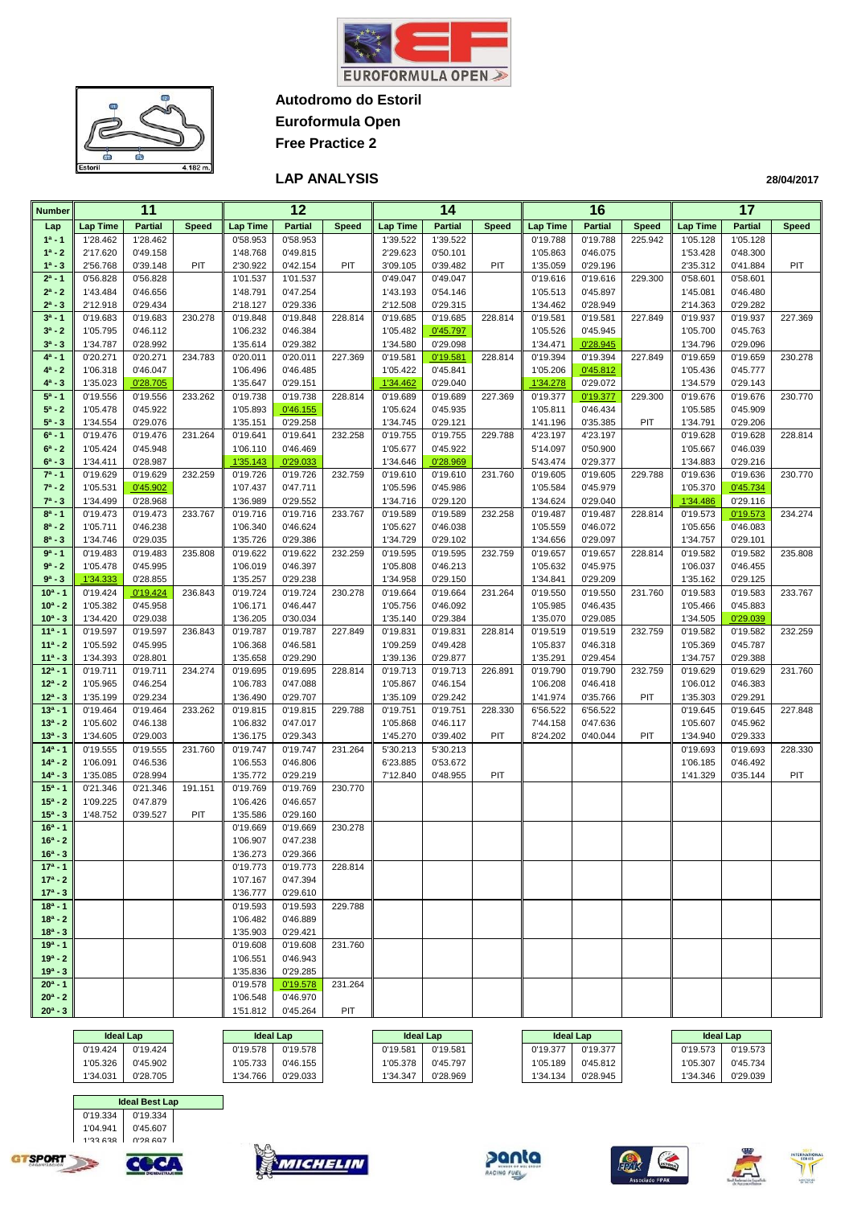**Autodromo do Estoril**

**Euroformula Open**

**Free Practice 2**

## LAP ANALYSIS

**28/04/2017**

| Number | 11 | | | 12 | | | 14 | | | 16 | | | 17 | | |
|---|---|---|---|---|---|---|---|---|---|---|---|---|---|---|---|
| Lap | Lap Time | Partial | Speed | Lap Time | Partial | Speed | Lap Time | Partial | Speed | Lap Time | Partial | Speed | Lap Time | Partial | Speed |
| 1ª - 1 | 1'28.462 | 1'28.462 | | 0'58.953 | 0'58.953 | | 1'39.522 | 1'39.522 | | 0'19.788 | 0'19.788 | 225.942 | 1'05.128 | 1'05.128 | |
| 1ª - 2 | 2'17.620 | 0'49.158 | | 1'48.768 | 0'49.815 | | 2'29.623 | 0'50.101 | | 1'05.863 | 0'46.075 | | 1'53.428 | 0'48.300 | |
| 1ª - 3 | 2'56.768 | 0'39.148 | PIT | 2'30.922 | 0'42.154 | PIT | 3'09.105 | 0'39.482 | PIT | 1'35.059 | 0'29.196 | | 2'35.312 | 0'41.884 | PIT |
| 2ª - 1 | 0'56.828 | 0'56.828 | | 1'01.537 | 1'01.537 | | 0'49.047 | 0'49.047 | | 0'19.616 | 0'19.616 | 229.300 | 0'58.601 | 0'58.601 | |
| 2ª - 2 | 1'43.484 | 0'46.656 | | 1'48.791 | 0'47.254 | | 1'43.193 | 0'54.146 | | 1'05.513 | 0'45.897 | | 1'45.081 | 0'46.480 | |
| 2ª - 3 | 2'12.918 | 0'29.434 | | 2'18.127 | 0'29.336 | | 2'12.508 | 0'29.315 | | 1'34.462 | 0'28.949 | | 2'14.363 | 0'29.282 | |
| 3ª - 1 | 0'19.683 | 0'19.683 | 230.278 | 0'19.848 | 0'19.848 | 228.814 | 0'19.685 | 0'19.685 | 228.814 | 0'19.581 | 0'19.581 | 227.849 | 0'19.937 | 0'19.937 | 227.369 |
| 3ª - 2 | 1'05.795 | 0'46.112 | | 1'06.232 | 0'46.384 | | 1'05.482 | 0'45.797 | | 1'05.526 | 0'45.945 | | 1'05.700 | 0'45.763 | |
| 3ª - 3 | 1'34.787 | 0'28.992 | | 1'35.614 | 0'29.382 | | 1'34.580 | 0'29.098 | | 1'34.471 | 0'28.945 | | 1'34.796 | 0'29.096 | |
| 4ª - 1 | 0'20.271 | 0'20.271 | 234.783 | 0'20.011 | 0'20.011 | 227.369 | 0'19.581 | 0'19.581 | 228.814 | 0'19.394 | 0'19.394 | 227.849 | 0'19.659 | 0'19.659 | 230.278 |
| 4ª - 2 | 1'06.318 | 0'46.047 | | 1'06.496 | 0'46.485 | | 1'05.422 | 0'45.841 | | 1'05.206 | 0'45.812 | | 1'05.436 | 0'45.777 | |
| 4ª - 3 | 1'35.023 | 0'28.705 | | 1'35.647 | 0'29.151 | | 1'34.462 | 0'29.040 | | 1'34.278 | 0'29.072 | | 1'34.579 | 0'29.143 | |
| 5ª - 1 | 0'19.556 | 0'19.556 | 233.262 | 0'19.738 | 0'19.738 | 228.814 | 0'19.689 | 0'19.689 | 227.369 | 0'19.377 | 0'19.377 | 229.300 | 0'19.676 | 0'19.676 | 230.770 |
| 5ª - 2 | 1'05.478 | 0'45.922 | | 1'05.893 | 0'46.155 | | 1'05.624 | 0'45.935 | | 1'05.811 | 0'46.434 | | 1'05.585 | 0'45.909 | |
| 5ª - 3 | 1'34.554 | 0'29.076 | | 1'35.151 | 0'29.258 | | 1'34.745 | 0'29.121 | | 1'41.196 | 0'35.385 | PIT | 1'34.791 | 0'29.206 | |
| 6ª - 1 | 0'19.476 | 0'19.476 | 231.264 | 0'19.641 | 0'19.641 | 232.258 | 0'19.755 | 0'19.755 | 229.788 | 4'23.197 | 4'23.197 | | 0'19.628 | 0'19.628 | 228.814 |
| 6ª - 2 | 1'05.424 | 0'45.948 | | 1'06.110 | 0'46.469 | | 1'05.677 | 0'45.922 | | 5'14.097 | 0'50.900 | | 1'05.667 | 0'46.039 | |
| 6ª - 3 | 1'34.411 | 0'28.987 | | 1'35.143 | 0'29.033 | | 1'34.646 | 0'28.969 | | 5'43.474 | 0'29.377 | | 1'34.883 | 0'29.216 | |
| 7ª - 1 | 0'19.629 | 0'19.629 | 232.259 | 0'19.726 | 0'19.726 | 232.759 | 0'19.610 | 0'19.610 | 231.760 | 0'19.605 | 0'19.605 | 229.788 | 0'19.636 | 0'19.636 | 230.770 |
| 7ª - 2 | 1'05.531 | 0'45.902 | | 1'07.437 | 0'47.711 | | 1'05.596 | 0'45.986 | | 1'05.584 | 0'45.979 | | 1'05.370 | 0'45.734 | |
| 7ª - 3 | 1'34.499 | 0'28.968 | | 1'36.989 | 0'29.552 | | 1'34.716 | 0'29.120 | | 1'34.624 | 0'29.040 | | 1'34.486 | 0'29.116 | |
| 8ª - 1 | 0'19.473 | 0'19.473 | 233.767 | 0'19.716 | 0'19.716 | 233.767 | 0'19.589 | 0'19.589 | 232.258 | 0'19.487 | 0'19.487 | 228.814 | 0'19.573 | 0'19.573 | 234.274 |
| 8ª - 2 | 1'05.711 | 0'46.238 | | 1'06.340 | 0'46.624 | | 1'05.627 | 0'46.038 | | 1'05.559 | 0'46.072 | | 1'05.656 | 0'46.083 | |
| 8ª - 3 | 1'34.746 | 0'29.035 | | 1'35.726 | 0'29.386 | | 1'34.729 | 0'29.102 | | 1'34.656 | 0'29.097 | | 1'34.757 | 0'29.101 | |
| 9ª - 1 | 0'19.483 | 0'19.483 | 235.808 | 0'19.622 | 0'19.622 | 232.259 | 0'19.595 | 0'19.595 | 232.759 | 0'19.657 | 0'19.657 | 228.814 | 0'19.582 | 0'19.582 | 235.808 |
| 9ª - 2 | 1'05.478 | 0'45.995 | | 1'06.019 | 0'46.397 | | 1'05.808 | 0'46.213 | | 1'05.632 | 0'45.975 | | 1'06.037 | 0'46.455 | |
| 9ª - 3 | 1'34.333 | 0'28.855 | | 1'35.257 | 0'29.238 | | 1'34.958 | 0'29.150 | | 1'34.841 | 0'29.209 | | 1'35.162 | 0'29.125 | |
| 10ª - 1 | 0'19.424 | 0'19.424 | 236.843 | 0'19.724 | 0'19.724 | 230.278 | 0'19.664 | 0'19.664 | 231.264 | 0'19.550 | 0'19.550 | 231.760 | 0'19.583 | 0'19.583 | 233.767 |
| 10ª - 2 | 1'05.382 | 0'45.958 | | 1'06.171 | 0'46.447 | | 1'05.756 | 0'46.092 | | 1'05.985 | 0'46.435 | | 1'05.466 | 0'45.883 | |
| 10ª - 3 | 1'34.420 | 0'29.038 | | 1'36.205 | 0'30.034 | | 1'35.140 | 0'29.384 | | 1'35.070 | 0'29.085 | | 1'34.505 | 0'29.039 | |
| 11ª - 1 | 0'19.597 | 0'19.597 | 236.843 | 0'19.787 | 0'19.787 | 227.849 | 0'19.831 | 0'19.831 | 228.814 | 0'19.519 | 0'19.519 | 232.759 | 0'19.582 | 0'19.582 | 232.259 |
| 11ª - 2 | 1'05.592 | 0'45.995 | | 1'06.368 | 0'46.581 | | 1'09.259 | 0'49.428 | | 1'05.837 | 0'46.318 | | 1'05.369 | 0'45.787 | |
| 11ª - 3 | 1'34.393 | 0'28.801 | | 1'35.658 | 0'29.290 | | 1'39.136 | 0'29.877 | | 1'35.291 | 0'29.454 | | 1'34.757 | 0'29.388 | |
| 12ª - 1 | 0'19.711 | 0'19.711 | 234.274 | 0'19.695 | 0'19.695 | 228.814 | 0'19.713 | 0'19.713 | 226.891 | 0'19.790 | 0'19.790 | 232.759 | 0'19.629 | 0'19.629 | 231.760 |
| 12ª - 2 | 1'05.965 | 0'46.254 | | 1'06.783 | 0'47.088 | | 1'05.867 | 0'46.154 | | 1'06.208 | 0'46.418 | | 1'06.012 | 0'46.383 | |
| 12ª - 3 | 1'35.199 | 0'29.234 | | 1'36.490 | 0'29.707 | | 1'35.109 | 0'29.242 | | 1'41.974 | 0'35.766 | PIT | 1'35.303 | 0'29.291 | |
| 13ª - 1 | 0'19.464 | 0'19.464 | 233.262 | 0'19.815 | 0'19.815 | 229.788 | 0'19.751 | 0'19.751 | 228.330 | 6'56.522 | 6'56.522 | | 0'19.645 | 0'19.645 | 227.848 |
| 13ª - 2 | 1'05.602 | 0'46.138 | | 1'06.832 | 0'47.017 | | 1'05.868 | 0'46.117 | | 7'44.158 | 0'47.636 | | 1'05.607 | 0'45.962 | |
| 13ª - 3 | 1'34.605 | 0'29.003 | | 1'36.175 | 0'29.343 | | 1'45.270 | 0'39.402 | PIT | 8'24.202 | 0'40.044 | PIT | 1'34.940 | 0'29.333 | |
| 14ª - 1 | 0'19.555 | 0'19.555 | 231.760 | 0'19.747 | 0'19.747 | 231.264 | 5'30.213 | 5'30.213 | | | | | 0'19.693 | 0'19.693 | 228.330 |
| 14ª - 2 | 1'06.091 | 0'46.536 | | 1'06.553 | 0'46.806 | | 6'23.885 | 0'53.672 | | | | | 1'06.185 | 0'46.492 | |
| 14ª - 3 | 1'35.085 | 0'28.994 | | 1'35.772 | 0'29.219 | | 7'12.840 | 0'48.955 | PIT | | | | 1'41.329 | 0'35.144 | PIT |
| 15ª - 1 | 0'21.346 | 0'21.346 | 191.151 | 0'19.769 | 0'19.769 | 230.770 | | | | | | | | | |
| 15ª - 2 | 1'09.225 | 0'47.879 | | 1'06.426 | 0'46.657 | | | | | | | | | | |
| 15ª - 3 | 1'48.752 | 0'39.527 | PIT | 1'35.586 | 0'29.160 | | | | | | | | | | |
| 16ª - 1 | | | | 0'19.669 | 0'19.669 | 230.278 | | | | | | | | | |
| 16ª - 2 | | | | 1'06.907 | 0'47.238 | | | | | | | | | | |
| 16ª - 3 | | | | 1'36.273 | 0'29.366 | | | | | | | | | | |
| 17ª - 1 | | | | 0'19.773 | 0'19.773 | 228.814 | | | | | | | | | |
| 17ª - 2 | | | | 1'07.167 | 0'47.394 | | | | | | | | | | |
| 17ª - 3 | | | | 1'36.777 | 0'29.610 | | | | | | | | | | |
| 18ª - 1 | | | | 0'19.593 | 0'19.593 | 229.788 | | | | | | | | | |
| 18ª - 2 | | | | 1'06.482 | 0'46.889 | | | | | | | | | | |
| 18ª - 3 | | | | 1'35.903 | 0'29.421 | | | | | | | | | | |
| 19ª - 1 | | | | 0'19.608 | 0'19.608 | 231.760 | | | | | | | | | |
| 19ª - 2 | | | | 1'06.551 | 0'46.943 | | | | | | | | | | |
| 19ª - 3 | | | | 1'35.836 | 0'29.285 | | | | | | | | | | |
| 20ª - 1 | | | | 0'19.578 | 0'19.578 | 231.264 | | | | | | | | | |
| 20ª - 2 | | | | 1'06.548 | 0'46.970 | | | | | | | | | | |
| 20ª - 3 | | | | 1'51.812 | 0'45.264 | PIT | | | | | | | | | |

**Ideal Lap**

| 11 | | 12 | | 14 | | 16 | | 17 | |
|---|---|---|---|---|---|---|---|---|---|
| 0'19.424 | 0'19.424 | 0'19.578 | 0'19.578 | 0'19.581 | 0'19.581 | 0'19.377 | 0'19.377 | 0'19.573 | 0'19.573 |
| 1'05.326 | 0'45.902 | 1'05.733 | 0'46.155 | 1'05.378 | 0'45.797 | 1'05.189 | 0'45.812 | 1'05.307 | 0'45.734 |
| 1'34.031 | 0'28.705 | 1'34.766 | 0'29.033 | 1'34.347 | 0'28.969 | 1'34.134 | 0'28.945 | 1'34.346 | 0'29.039 |

**Ideal Best Lap**

| | |
|---|---|
| 0'19.334 | 0'19.334 |
| 1'04.941 | 0'45.607 |
| 1'33.638 | 0'28.697 |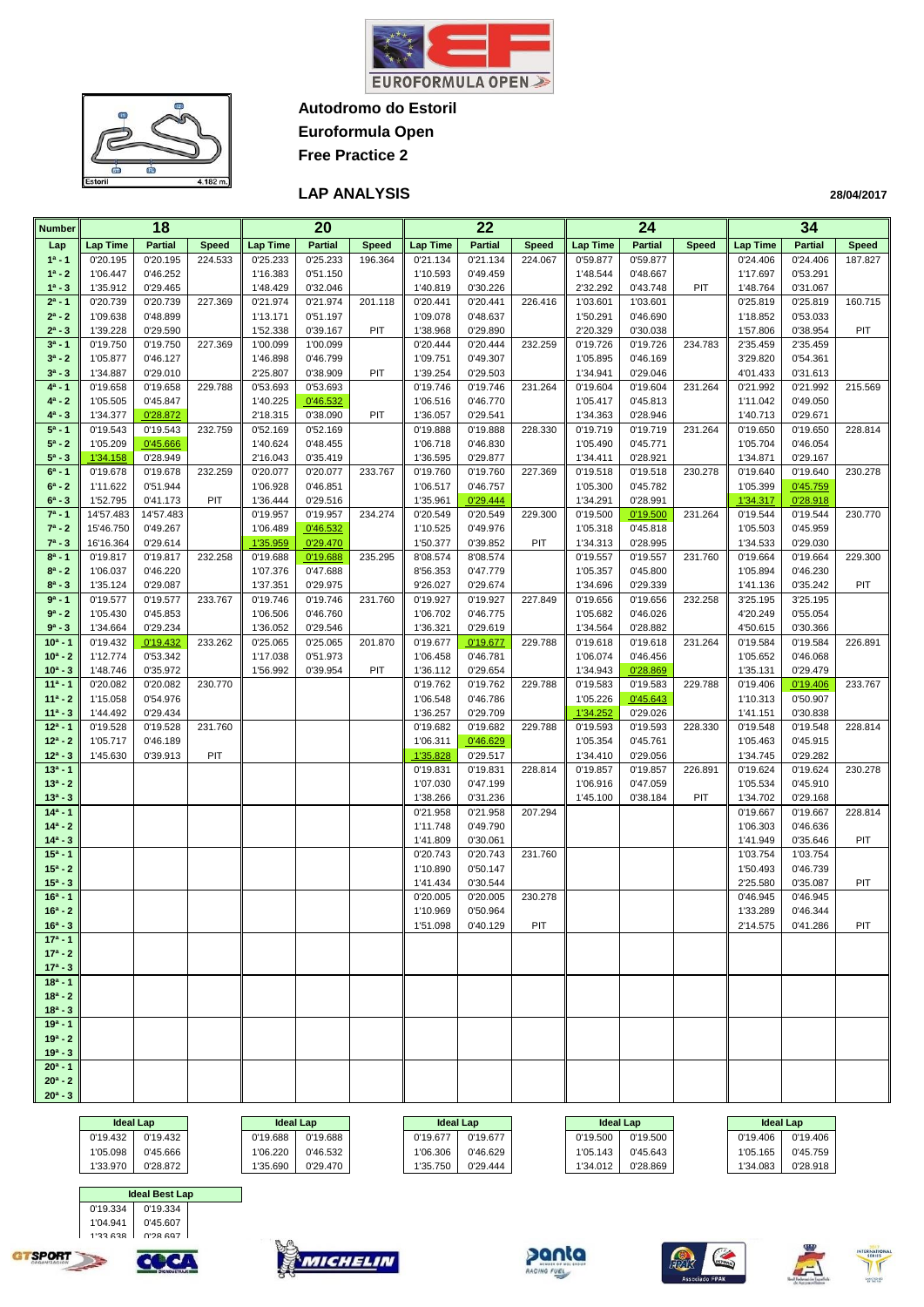**Autodromo do Estoril**

**Euroformula Open**

**Free Practice 2**

## LAP ANALYSIS

**28/04/2017**

| Number | 18 | | | 20 | | | 22 | | | 24 | | | 34 | | |
|---|---|---|---|---|---|---|---|---|---|---|---|---|---|---|---|
| Lap | Lap Time | Partial | Speed | Lap Time | Partial | Speed | Lap Time | Partial | Speed | Lap Time | Partial | Speed | Lap Time | Partial | Speed |
| 1ª - 1 | 0'20.195 | 0'20.195 | 224.533 | 0'25.233 | 0'25.233 | 196.364 | 0'21.134 | 0'21.134 | 224.067 | 0'59.877 | 0'59.877 | | 0'24.406 | 0'24.406 | 187.827 |
| 1ª - 2 | 1'06.447 | 0'46.252 | | 1'16.383 | 0'51.150 | | 1'10.593 | 0'49.459 | | 1'48.544 | 0'48.667 | | 1'17.697 | 0'53.291 | |
| 1ª - 3 | 1'35.912 | 0'29.465 | | 1'48.429 | 0'32.046 | | 1'40.819 | 0'30.226 | | 2'32.292 | 0'43.748 | PIT | 1'48.764 | 0'31.067 | |
| 2ª - 1 | 0'20.739 | 0'20.739 | 227.369 | 0'21.974 | 0'21.974 | 201.118 | 0'20.441 | 0'20.441 | 226.416 | 1'03.601 | 1'03.601 | | 0'25.819 | 0'25.819 | 160.715 |
| 2ª - 2 | 1'09.638 | 0'48.899 | | 1'13.171 | 0'51.197 | | 1'09.078 | 0'48.637 | | 1'50.291 | 0'46.690 | | 1'18.852 | 0'53.033 | |
| 2ª - 3 | 1'39.228 | 0'29.590 | | 1'52.338 | 0'39.167 | PIT | 1'38.968 | 0'29.890 | | 2'20.329 | 0'30.038 | | 1'57.806 | 0'38.954 | PIT |
| 3ª - 1 | 0'19.750 | 0'19.750 | 227.369 | 1'00.099 | 1'00.099 | | 0'20.444 | 0'20.444 | 232.259 | 0'19.726 | 0'19.726 | 234.783 | 2'35.459 | 2'35.459 | |
| 3ª - 2 | 1'05.877 | 0'46.127 | | 1'46.898 | 0'46.799 | | 1'09.751 | 0'49.307 | | 1'05.895 | 0'46.169 | | 3'29.820 | 0'54.361 | |
| 3ª - 3 | 1'34.887 | 0'29.010 | | 2'25.807 | 0'38.909 | PIT | 1'39.254 | 0'29.503 | | 1'34.941 | 0'29.046 | | 4'01.433 | 0'31.613 | |
| 4ª - 1 | 0'19.658 | 0'19.658 | 229.788 | 0'53.693 | 0'53.693 | | 0'19.746 | 0'19.746 | 231.264 | 0'19.604 | 0'19.604 | 231.264 | 0'21.992 | 0'21.992 | 215.569 |
| 4ª - 2 | 1'05.505 | 0'45.847 | | 1'40.225 | 0'46.532 | | 1'06.516 | 0'46.770 | | 1'05.417 | 0'45.813 | | 1'11.042 | 0'49.050 | |
| 4ª - 3 | 1'34.377 | 0'28.872 | | 2'18.315 | 0'38.090 | PIT | 1'36.057 | 0'29.541 | | 1'34.363 | 0'28.946 | | 1'40.713 | 0'29.671 | |
| 5ª - 1 | 0'19.543 | 0'19.543 | 232.759 | 0'52.169 | 0'52.169 | | 0'19.888 | 0'19.888 | 228.330 | 0'19.719 | 0'19.719 | 231.264 | 0'19.650 | 0'19.650 | 228.814 |
| 5ª - 2 | 1'05.209 | 0'45.666 | | 1'40.624 | 0'48.455 | | 1'06.718 | 0'46.830 | | 1'05.490 | 0'45.771 | | 1'05.704 | 0'46.054 | |
| 5ª - 3 | 1'34.158 | 0'28.949 | | 2'16.043 | 0'35.419 | | 1'36.595 | 0'29.877 | | 1'34.411 | 0'28.921 | | 1'34.871 | 0'29.167 | |
| 6ª - 1 | 0'19.678 | 0'19.678 | 232.259 | 0'20.077 | 0'20.077 | 233.767 | 0'19.760 | 0'19.760 | 227.369 | 0'19.518 | 0'19.518 | 230.278 | 0'19.640 | 0'19.640 | 230.278 |
| 6ª - 2 | 1'11.622 | 0'51.944 | | 1'06.928 | 0'46.851 | | 1'06.517 | 0'46.757 | | 1'05.300 | 0'45.782 | | 1'05.399 | 0'45.759 | |
| 6ª - 3 | 1'52.795 | 0'41.173 | PIT | 1'36.444 | 0'29.516 | | 1'35.961 | 0'29.444 | | 1'34.291 | 0'28.991 | | 1'34.317 | 0'28.918 | |
| 7ª - 1 | 14'57.483 | 14'57.483 | | 0'19.957 | 0'19.957 | 234.274 | 0'20.549 | 0'20.549 | 229.300 | 0'19.500 | 0'19.500 | 231.264 | 0'19.544 | 0'19.544 | 230.770 |
| 7ª - 2 | 15'46.750 | 0'49.267 | | 1'06.489 | 0'46.532 | | 1'10.525 | 0'49.976 | | 1'05.318 | 0'45.818 | | 1'05.503 | 0'45.959 | |
| 7ª - 3 | 16'16.364 | 0'29.614 | | 1'35.959 | 0'29.470 | | 1'50.377 | 0'39.852 | PIT | 1'34.313 | 0'28.995 | | 1'34.533 | 0'29.030 | |
| 8ª - 1 | 0'19.817 | 0'19.817 | 232.258 | 0'19.688 | 0'19.688 | 235.295 | 8'08.574 | 8'08.574 | | 0'19.557 | 0'19.557 | 231.760 | 0'19.664 | 0'19.664 | 229.300 |
| 8ª - 2 | 1'06.037 | 0'46.220 | | 1'07.376 | 0'47.688 | | 8'56.353 | 0'47.779 | | 1'05.357 | 0'45.800 | | 1'05.894 | 0'46.230 | |
| 8ª - 3 | 1'35.124 | 0'29.087 | | 1'37.351 | 0'29.975 | | 9'26.027 | 0'29.674 | | 1'34.696 | 0'29.339 | | 1'41.136 | 0'35.242 | PIT |
| 9ª - 1 | 0'19.577 | 0'19.577 | 233.767 | 0'19.746 | 0'19.746 | 231.760 | 0'19.927 | 0'19.927 | 227.849 | 0'19.656 | 0'19.656 | 232.258 | 3'25.195 | 3'25.195 | |
| 9ª - 2 | 1'05.430 | 0'45.853 | | 1'06.506 | 0'46.760 | | 1'06.702 | 0'46.775 | | 1'05.682 | 0'46.026 | | 4'20.249 | 0'55.054 | |
| 9ª - 3 | 1'34.664 | 0'29.234 | | 1'36.052 | 0'29.546 | | 1'36.321 | 0'29.619 | | 1'34.564 | 0'28.882 | | 4'50.615 | 0'30.366 | |
| 10ª - 1 | 0'19.432 | 0'19.432 | 233.262 | 0'25.065 | 0'25.065 | 201.870 | 0'19.677 | 0'19.677 | 229.788 | 0'19.618 | 0'19.618 | 231.264 | 0'19.584 | 0'19.584 | 226.891 |
| 10ª - 2 | 1'12.774 | 0'53.342 | | 1'17.038 | 0'51.973 | | 1'06.458 | 0'46.781 | | 1'06.074 | 0'46.456 | | 1'05.652 | 0'46.068 | |
| 10ª - 3 | 1'48.746 | 0'35.972 | | 1'56.992 | 0'39.954 | PIT | 1'36.112 | 0'29.654 | | 1'34.943 | 0'28.869 | | 1'35.131 | 0'29.479 | |
| 11ª - 1 | 0'20.082 | 0'20.082 | 230.770 | | | | 0'19.762 | 0'19.762 | 229.788 | 0'19.583 | 0'19.583 | 229.788 | 0'19.406 | 0'19.406 | 233.767 |
| 11ª - 2 | 1'15.058 | 0'54.976 | | | | | 1'06.548 | 0'46.786 | | 1'05.226 | 0'45.643 | | 1'10.313 | 0'50.907 | |
| 11ª - 3 | 1'44.492 | 0'29.434 | | | | | 1'36.257 | 0'29.709 | | 1'34.252 | 0'29.026 | | 1'41.151 | 0'30.838 | |
| 12ª - 1 | 0'19.528 | 0'19.528 | 231.760 | | | | 0'19.682 | 0'19.682 | 229.788 | 0'19.593 | 0'19.593 | 228.330 | 0'19.548 | 0'19.548 | 228.814 |
| 12ª - 2 | 1'05.717 | 0'46.189 | | | | | 1'06.311 | 0'46.629 | | 1'05.354 | 0'45.761 | | 1'05.463 | 0'45.915 | |
| 12ª - 3 | 1'45.630 | 0'39.913 | PIT | | | | 1'35.828 | 0'29.517 | | 1'34.410 | 0'29.056 | | 1'34.745 | 0'29.282 | |
| 13ª - 1 | | | | | | | 0'19.831 | 0'19.831 | 228.814 | 0'19.857 | 0'19.857 | 226.891 | 0'19.624 | 0'19.624 | 230.278 |
| 13ª - 2 | | | | | | | 1'07.030 | 0'47.199 | | 1'06.916 | 0'47.059 | | 1'05.534 | 0'45.910 | |
| 13ª - 3 | | | | | | | 1'38.266 | 0'31.236 | | 1'45.100 | 0'38.184 | PIT | 1'34.702 | 0'29.168 | |
| 14ª - 1 | | | | | | | 0'21.958 | 0'21.958 | 207.294 | | | | 0'19.667 | 0'19.667 | 228.814 |
| 14ª - 2 | | | | | | | 1'11.748 | 0'49.790 | | | | | 1'06.303 | 0'46.636 | |
| 14ª - 3 | | | | | | | 1'41.809 | 0'30.061 | | | | | 1'41.949 | 0'35.646 | PIT |
| 15ª - 1 | | | | | | | 0'20.743 | 0'20.743 | 231.760 | | | | 1'03.754 | 1'03.754 | |
| 15ª - 2 | | | | | | | 1'10.890 | 0'50.147 | | | | | 1'50.493 | 0'46.739 | |
| 15ª - 3 | | | | | | | 1'41.434 | 0'30.544 | | | | | 2'25.580 | 0'35.087 | PIT |
| 16ª - 1 | | | | | | | 0'20.005 | 0'20.005 | 230.278 | | | | 0'46.945 | 0'46.945 | |
| 16ª - 2 | | | | | | | 1'10.969 | 0'50.964 | | | | | 1'33.289 | 0'46.344 | |
| 16ª - 3 | | | | | | | 1'51.098 | 0'40.129 | PIT | | | | 2'14.575 | 0'41.286 | PIT |
| 17ª - 1 | | | | | | | | | | | | | | | |
| 17ª - 2 | | | | | | | | | | | | | | | |
| 17ª - 3 | | | | | | | | | | | | | | | |
| 18ª - 1 | | | | | | | | | | | | | | | |
| 18ª - 2 | | | | | | | | | | | | | | | |
| 18ª - 3 | | | | | | | | | | | | | | | |
| 19ª - 1 | | | | | | | | | | | | | | | |
| 19ª - 2 | | | | | | | | | | | | | | | |
| 19ª - 3 | | | | | | | | | | | | | | | |
| 20ª - 1 | | | | | | | | | | | | | | | |
| 20ª - 2 | | | | | | | | | | | | | | | |
| 20ª - 3 | | | | | | | | | | | | | | | |

| Ideal Lap (18) | | Ideal Lap (20) | | Ideal Lap (22) | | Ideal Lap (24) | | Ideal Lap (34) | |
|---|---|---|---|---|---|---|---|---|---|
| 0'19.432 | 0'19.432 | 0'19.688 | 0'19.688 | 0'19.677 | 0'19.677 | 0'19.500 | 0'19.500 | 0'19.406 | 0'19.406 |
| 1'05.098 | 0'45.666 | 1'06.220 | 0'46.532 | 1'06.306 | 0'46.629 | 1'05.143 | 0'45.643 | 1'05.165 | 0'45.759 |
| 1'33.970 | 0'28.872 | 1'35.690 | 0'29.470 | 1'35.750 | 0'29.444 | 1'34.012 | 0'28.869 | 1'34.083 | 0'28.918 |

| Ideal Best Lap | |
|---|---|
| 0'19.334 | 0'19.334 |
| 1'04.941 | 0'45.607 |
| 1'33.638 | 0'28.697 |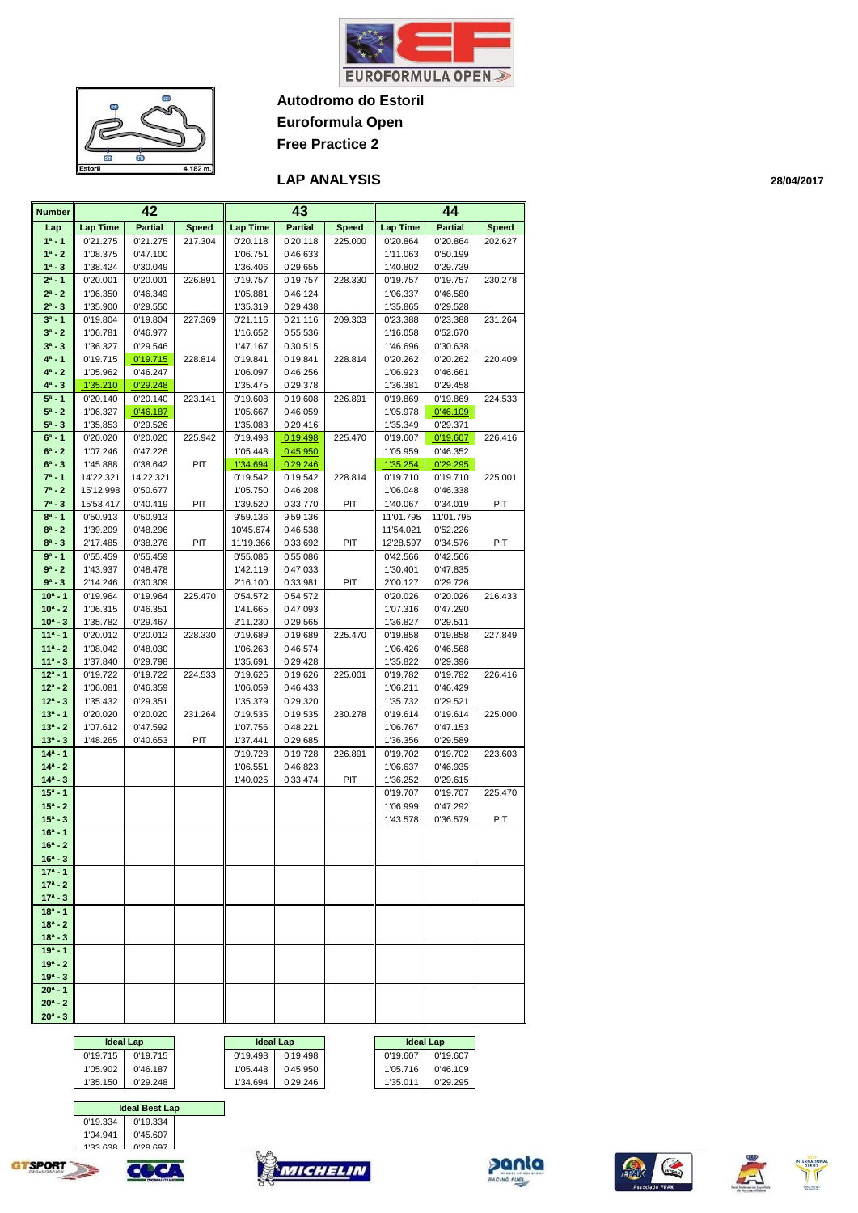# Autodromo do Estoril

## Euroformula Open

## Free Practice 2

### LAP ANALYSIS

28/04/2017

| Number | 42 | | | 43 | | | 44 | | |
|---|---|---|---|---|---|---|---|---|---|
| Lap | Lap Time | Partial | Speed | Lap Time | Partial | Speed | Lap Time | Partial | Speed |
| 1ª - 1 | 0'21.275 | 0'21.275 | 217.304 | 0'20.118 | 0'20.118 | 225.000 | 0'20.864 | 0'20.864 | 202.627 |
| 1ª - 2 | 1'08.375 | 0'47.100 | | 1'06.751 | 0'46.633 | | 1'11.063 | 0'50.199 | |
| 1ª - 3 | 1'38.424 | 0'30.049 | | 1'36.406 | 0'29.655 | | 1'40.802 | 0'29.739 | |
| 2ª - 1 | 0'20.001 | 0'20.001 | 226.891 | 0'19.757 | 0'19.757 | 228.330 | 0'19.757 | 0'19.757 | 230.278 |
| 2ª - 2 | 1'06.350 | 0'46.349 | | 1'05.881 | 0'46.124 | | 1'06.337 | 0'46.580 | |
| 2ª - 3 | 1'35.900 | 0'29.550 | | 1'35.319 | 0'29.438 | | 1'35.865 | 0'29.528 | |
| 3ª - 1 | 0'19.804 | 0'19.804 | 227.369 | 0'21.116 | 0'21.116 | 209.303 | 0'23.388 | 0'23.388 | 231.264 |
| 3ª - 2 | 1'06.781 | 0'46.977 | | 1'16.652 | 0'55.536 | | 1'16.058 | 0'52.670 | |
| 3ª - 3 | 1'36.327 | 0'29.546 | | 1'47.167 | 0'30.515 | | 1'46.696 | 0'30.638 | |
| 4ª - 1 | 0'19.715 | 0'19.715 | 228.814 | 0'19.841 | 0'19.841 | 228.814 | 0'20.262 | 0'20.262 | 220.409 |
| 4ª - 2 | 1'05.962 | 0'46.247 | | 1'06.097 | 0'46.256 | | 1'06.923 | 0'46.661 | |
| 4ª - 3 | 1'35.210 | 0'29.248 | | 1'35.475 | 0'29.378 | | 1'36.381 | 0'29.458 | |
| 5ª - 1 | 0'20.140 | 0'20.140 | 223.141 | 0'19.608 | 0'19.608 | 226.891 | 0'19.869 | 0'19.869 | 224.533 |
| 5ª - 2 | 1'06.327 | 0'46.187 | | 1'05.667 | 0'46.059 | | 1'05.978 | 0'46.109 | |
| 5ª - 3 | 1'35.853 | 0'29.526 | | 1'35.083 | 0'29.416 | | 1'35.349 | 0'29.371 | |
| 6ª - 1 | 0'20.020 | 0'20.020 | 225.942 | 0'19.498 | 0'19.498 | 225.470 | 0'19.607 | 0'19.607 | 226.416 |
| 6ª - 2 | 1'07.246 | 0'47.226 | | 1'05.448 | 0'45.950 | | 1'05.959 | 0'46.352 | |
| 6ª - 3 | 1'45.888 | 0'38.642 | PIT | 1'34.694 | 0'29.246 | | 1'35.254 | 0'29.295 | |
| 7ª - 1 | 14'22.321 | 14'22.321 | | 0'19.542 | 0'19.542 | 228.814 | 0'19.710 | 0'19.710 | 225.001 |
| 7ª - 2 | 15'12.998 | 0'50.677 | | 1'05.750 | 0'46.208 | | 1'06.048 | 0'46.338 | |
| 7ª - 3 | 15'53.417 | 0'40.419 | PIT | 1'39.520 | 0'33.770 | PIT | 1'40.067 | 0'34.019 | PIT |
| 8ª - 1 | 0'50.913 | 0'50.913 | | 9'59.136 | 9'59.136 | | 11'01.795 | 11'01.795 | |
| 8ª - 2 | 1'39.209 | 0'48.296 | | 10'45.674 | 0'46.538 | | 11'54.021 | 0'52.226 | |
| 8ª - 3 | 2'17.485 | 0'38.276 | PIT | 11'19.366 | 0'33.692 | PIT | 12'28.597 | 0'34.576 | PIT |
| 9ª - 1 | 0'55.459 | 0'55.459 | | 0'55.086 | 0'55.086 | | 0'42.566 | 0'42.566 | |
| 9ª - 2 | 1'43.937 | 0'48.478 | | 1'42.119 | 0'47.033 | | 1'30.401 | 0'47.835 | |
| 9ª - 3 | 2'14.246 | 0'30.309 | | 2'16.100 | 0'33.981 | PIT | 2'00.127 | 0'29.726 | |
| 10ª - 1 | 0'19.964 | 0'19.964 | 225.470 | 0'54.572 | 0'54.572 | | 0'20.026 | 0'20.026 | 216.433 |
| 10ª - 2 | 1'06.315 | 0'46.351 | | 1'41.665 | 0'47.093 | | 1'07.316 | 0'47.290 | |
| 10ª - 3 | 1'35.782 | 0'29.467 | | 2'11.230 | 0'29.565 | | 1'36.827 | 0'29.511 | |
| 11ª - 1 | 0'20.012 | 0'20.012 | 228.330 | 0'19.689 | 0'19.689 | 225.470 | 0'19.858 | 0'19.858 | 227.849 |
| 11ª - 2 | 1'08.042 | 0'48.030 | | 1'06.263 | 0'46.574 | | 1'06.426 | 0'46.568 | |
| 11ª - 3 | 1'37.840 | 0'29.798 | | 1'35.691 | 0'29.428 | | 1'35.822 | 0'29.396 | |
| 12ª - 1 | 0'19.722 | 0'19.722 | 224.533 | 0'19.626 | 0'19.626 | 225.001 | 0'19.782 | 0'19.782 | 226.416 |
| 12ª - 2 | 1'06.081 | 0'46.359 | | 1'06.059 | 0'46.433 | | 1'06.211 | 0'46.429 | |
| 12ª - 3 | 1'35.432 | 0'29.351 | | 1'35.379 | 0'29.320 | | 1'35.732 | 0'29.521 | |
| 13ª - 1 | 0'20.020 | 0'20.020 | 231.264 | 0'19.535 | 0'19.535 | 230.278 | 0'19.614 | 0'19.614 | 225.000 |
| 13ª - 2 | 1'07.612 | 0'47.592 | | 1'07.756 | 0'48.221 | | 1'06.767 | 0'47.153 | |
| 13ª - 3 | 1'48.265 | 0'40.653 | PIT | 1'37.441 | 0'29.685 | | 1'36.356 | 0'29.589 | |
| 14ª - 1 | | | | 0'19.728 | 0'19.728 | 226.891 | 0'19.702 | 0'19.702 | 223.603 |
| 14ª - 2 | | | | 1'06.551 | 0'46.823 | | 1'06.637 | 0'46.935 | |
| 14ª - 3 | | | | 1'40.025 | 0'33.474 | PIT | 1'36.252 | 0'29.615 | |
| 15ª - 1 | | | | | | | 0'19.707 | 0'19.707 | 225.470 |
| 15ª - 2 | | | | | | | 1'06.999 | 0'47.292 | |
| 15ª - 3 | | | | | | | 1'43.578 | 0'36.579 | PIT |
| 16ª - 1 | | | | | | | | | |
| 16ª - 2 | | | | | | | | | |
| 16ª - 3 | | | | | | | | | |
| 17ª - 1 | | | | | | | | | |
| 17ª - 2 | | | | | | | | | |
| 17ª - 3 | | | | | | | | | |
| 18ª - 1 | | | | | | | | | |
| 18ª - 2 | | | | | | | | | |
| 18ª - 3 | | | | | | | | | |
| 19ª - 1 | | | | | | | | | |
| 19ª - 2 | | | | | | | | | |
| 19ª - 3 | | | | | | | | | |
| 20ª - 1 | | | | | | | | | |
| 20ª - 2 | | | | | | | | | |
| 20ª - 3 | | | | | | | | | |

| Ideal Lap (42) | | Ideal Lap (43) | | Ideal Lap (44) | |
|---|---|---|---|---|---|
| 0'19.715 | 0'19.715 | 0'19.498 | 0'19.498 | 0'19.607 | 0'19.607 |
| 1'05.902 | 0'46.187 | 1'05.448 | 0'45.950 | 1'05.716 | 0'46.109 |
| 1'35.150 | 0'29.248 | 1'34.694 | 0'29.246 | 1'35.011 | 0'29.295 |

| Ideal Best Lap | |
|---|---|
| 0'19.334 | 0'19.334 |
| 1'04.941 | 0'45.607 |
| 1'33.638 | 0'28.697 |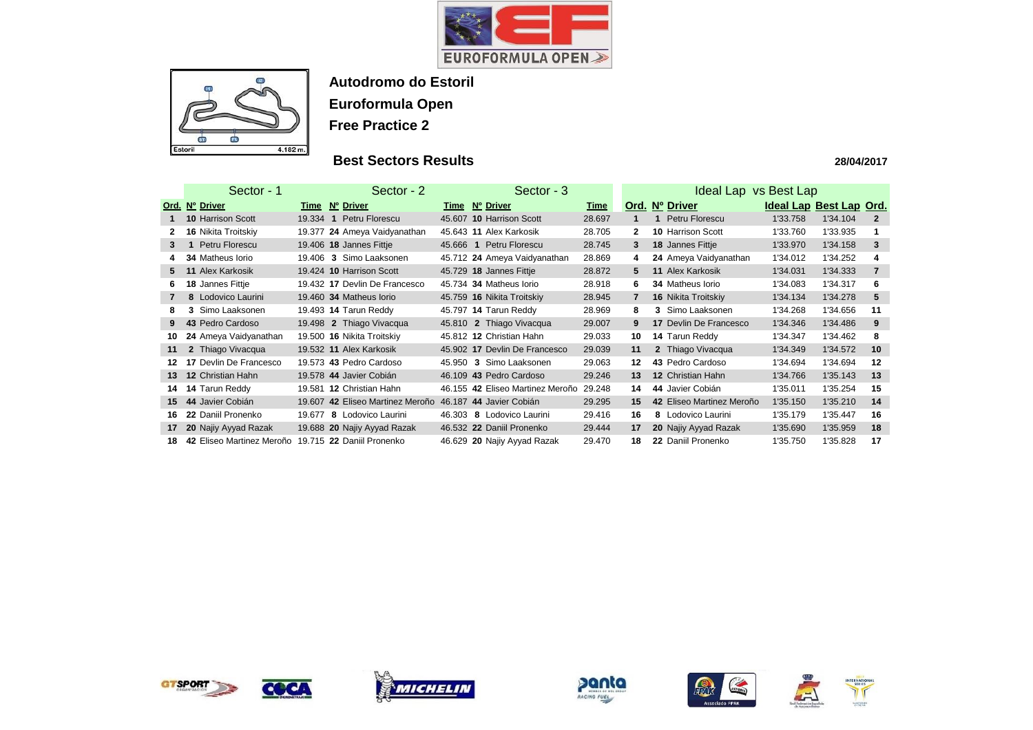# Autodromo do Estoril

## Euroformula Open

## Free Practice 2

### Best Sectors Results

28/04/2017

| Sector - 1 | | | | Sector - 2 | | | Sector - 3 | | |
|---|---|---|---|---|---|---|---|---|---|
| Ord. | Nº | Driver | Time | Nº | Driver | Time | Nº | Driver | Time |
| 1 | 10 | Harrison Scott | 19.334 | 1 | Petru Florescu | 45.607 | 10 | Harrison Scott | 28.697 |
| 2 | 16 | Nikita Troitskiy | 19.377 | 24 | Ameya Vaidyanathan | 45.643 | 11 | Alex Karkosik | 28.705 |
| 3 | 1 | Petru Florescu | 19.406 | 18 | Jannes Fittje | 45.666 | 1 | Petru Florescu | 28.745 |
| 4 | 34 | Matheus Iorio | 19.406 | 3 | Simo Laaksonen | 45.712 | 24 | Ameya Vaidyanathan | 28.869 |
| 5 | 11 | Alex Karkosik | 19.424 | 10 | Harrison Scott | 45.729 | 18 | Jannes Fittje | 28.872 |
| 6 | 18 | Jannes Fittje | 19.432 | 17 | Devlin De Francesco | 45.734 | 34 | Matheus Iorio | 28.918 |
| 7 | 8 | Lodovico Laurini | 19.460 | 34 | Matheus Iorio | 45.759 | 16 | Nikita Troitskiy | 28.945 |
| 8 | 3 | Simo Laaksonen | 19.493 | 14 | Tarun Reddy | 45.797 | 14 | Tarun Reddy | 28.969 |
| 9 | 43 | Pedro Cardoso | 19.498 | 2 | Thiago Vivacqua | 45.810 | 2 | Thiago Vivacqua | 29.007 |
| 10 | 24 | Ameya Vaidyanathan | 19.500 | 16 | Nikita Troitskiy | 45.812 | 12 | Christian Hahn | 29.033 |
| 11 | 2 | Thiago Vivacqua | 19.532 | 11 | Alex Karkosik | 45.902 | 17 | Devlin De Francesco | 29.039 |
| 12 | 17 | Devlin De Francesco | 19.573 | 43 | Pedro Cardoso | 45.950 | 3 | Simo Laaksonen | 29.063 |
| 13 | 12 | Christian Hahn | 19.578 | 44 | Javier Cobián | 46.109 | 43 | Pedro Cardoso | 29.246 |
| 14 | 14 | Tarun Reddy | 19.581 | 12 | Christian Hahn | 46.155 | 42 | Eliseo Martinez Meroño | 29.248 |
| 15 | 44 | Javier Cobián | 19.607 | 42 | Eliseo Martinez Meroño | 46.187 | 44 | Javier Cobián | 29.295 |
| 16 | 22 | Daniil Pronenko | 19.677 | 8 | Lodovico Laurini | 46.303 | 8 | Lodovico Laurini | 29.416 |
| 17 | 20 | Najiy Ayyad Razak | 19.688 | 20 | Najiy Ayyad Razak | 46.532 | 22 | Daniil Pronenko | 29.444 |
| 18 | 42 | Eliseo Martinez Meroño | 19.715 | 22 | Daniil Pronenko | 46.629 | 20 | Najiy Ayyad Razak | 29.470 |

| Ideal Lap vs Best Lap | | | | | |
|---|---|---|---|---|---|
| Ord. | Nº | Driver | Ideal Lap | Best Lap | Ord. |
| 1 | 1 | Petru Florescu | 1'33.758 | 1'34.104 | 2 |
| 2 | 10 | Harrison Scott | 1'33.760 | 1'33.935 | 1 |
| 3 | 18 | Jannes Fittje | 1'33.970 | 1'34.158 | 3 |
| 4 | 24 | Ameya Vaidyanathan | 1'34.012 | 1'34.252 | 4 |
| 5 | 11 | Alex Karkosik | 1'34.031 | 1'34.333 | 7 |
| 6 | 34 | Matheus Iorio | 1'34.083 | 1'34.317 | 6 |
| 7 | 16 | Nikita Troitskiy | 1'34.134 | 1'34.278 | 5 |
| 8 | 3 | Simo Laaksonen | 1'34.268 | 1'34.656 | 11 |
| 9 | 17 | Devlin De Francesco | 1'34.346 | 1'34.486 | 9 |
| 10 | 14 | Tarun Reddy | 1'34.347 | 1'34.462 | 8 |
| 11 | 2 | Thiago Vivacqua | 1'34.349 | 1'34.572 | 10 |
| 12 | 43 | Pedro Cardoso | 1'34.694 | 1'34.694 | 12 |
| 13 | 12 | Christian Hahn | 1'34.766 | 1'35.143 | 13 |
| 14 | 44 | Javier Cobián | 1'35.011 | 1'35.254 | 15 |
| 15 | 42 | Eliseo Martinez Meroño | 1'35.150 | 1'35.210 | 14 |
| 16 | 8 | Lodovico Laurini | 1'35.179 | 1'35.447 | 16 |
| 17 | 20 | Najiy Ayyad Razak | 1'35.690 | 1'35.959 | 18 |
| 18 | 22 | Daniil Pronenko | 1'35.750 | 1'35.828 | 17 |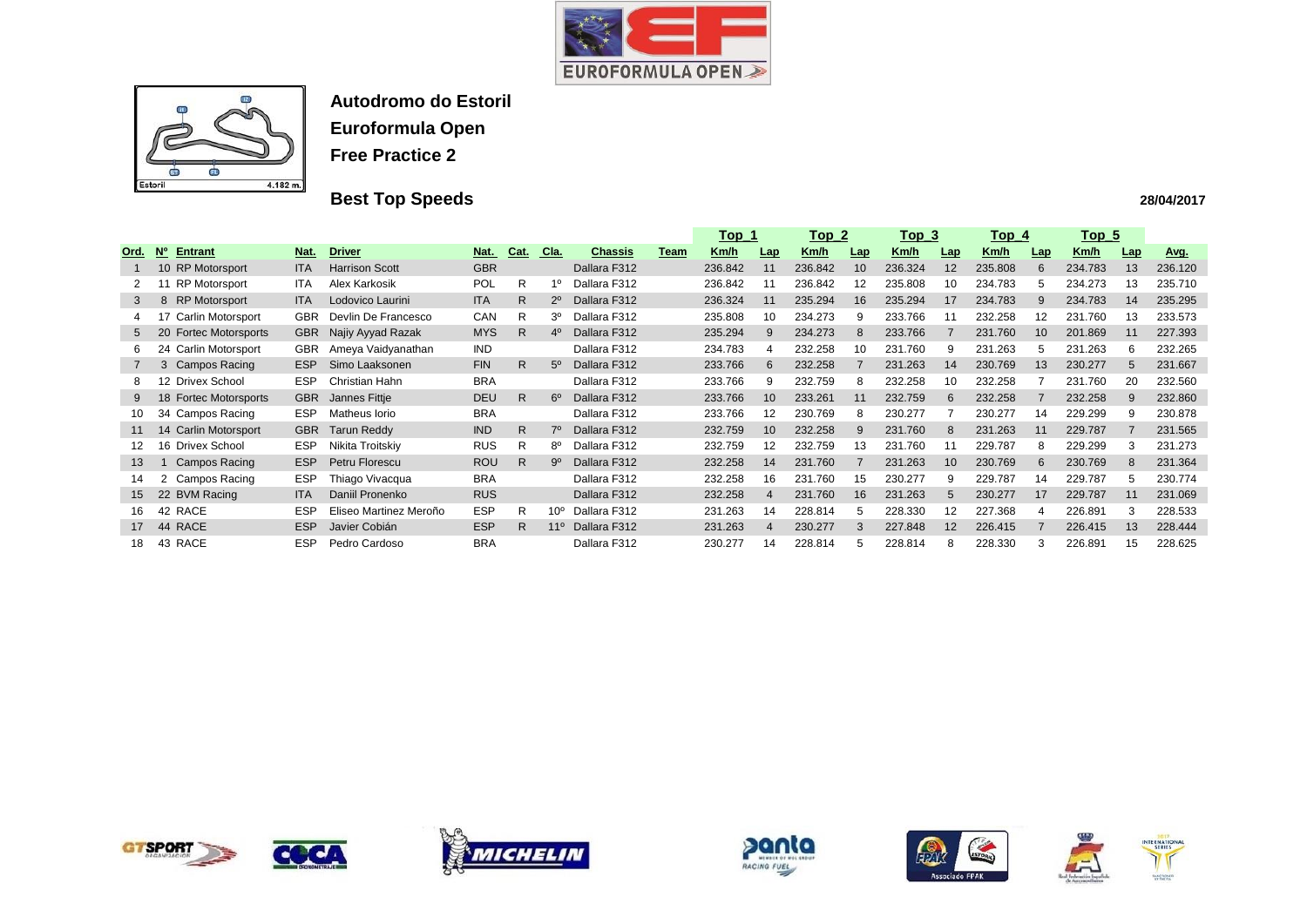# Autodromo do Estoril

## Euroformula Open

## Free Practice 2

## Best Top Speeds

28/04/2017

| Ord. | Nº | Entrant | Nat. | Driver | Nat. | Cat. | Cla. | Chassis | Team | Top 1 Km/h | Top 1 Lap | Top 2 Km/h | Top 2 Lap | Top 3 Km/h | Top 3 Lap | Top 4 Km/h | Top 4 Lap | Top 5 Km/h | Top 5 Lap | Avg. |
|---|---|---|---|---|---|---|---|---|---|---|---|---|---|---|---|---|---|---|---|---|
| 1 | 10 | RP Motorsport | ITA | Harrison Scott | GBR | | | Dallara F312 | | 236.842 | 11 | 236.842 | 10 | 236.324 | 12 | 235.808 | 6 | 234.783 | 13 | 236.120 |
| 2 | 11 | RP Motorsport | ITA | Alex Karkosik | POL | R | 1º | Dallara F312 | | 236.842 | 11 | 236.842 | 12 | 235.808 | 10 | 234.783 | 5 | 234.273 | 13 | 235.710 |
| 3 | 8 | RP Motorsport | ITA | Lodovico Laurini | ITA | R | 2º | Dallara F312 | | 236.324 | 11 | 235.294 | 16 | 235.294 | 17 | 234.783 | 9 | 234.783 | 14 | 235.295 |
| 4 | 17 | Carlin Motorsport | GBR | Devlin De Francesco | CAN | R | 3º | Dallara F312 | | 235.808 | 10 | 234.273 | 9 | 233.766 | 11 | 232.258 | 12 | 231.760 | 13 | 233.573 |
| 5 | 20 | Fortec Motorsports | GBR | Najiy Ayyad Razak | MYS | R | 4º | Dallara F312 | | 235.294 | 9 | 234.273 | 8 | 233.766 | 7 | 231.760 | 10 | 201.869 | 11 | 227.393 |
| 6 | 24 | Carlin Motorsport | GBR | Ameya Vaidyanathan | IND | | | Dallara F312 | | 234.783 | 4 | 232.258 | 10 | 231.760 | 9 | 231.263 | 5 | 231.263 | 6 | 232.265 |
| 7 | 3 | Campos Racing | ESP | Simo Laaksonen | FIN | R | 5º | Dallara F312 | | 233.766 | 6 | 232.258 | 7 | 231.263 | 14 | 230.769 | 13 | 230.277 | 5 | 231.667 |
| 8 | 12 | Drivex School | ESP | Christian Hahn | BRA | | | Dallara F312 | | 233.766 | 9 | 232.759 | 8 | 232.258 | 10 | 232.258 | 7 | 231.760 | 20 | 232.560 |
| 9 | 18 | Fortec Motorsports | GBR | Jannes Fittje | DEU | R | 6º | Dallara F312 | | 233.766 | 10 | 233.261 | 11 | 232.759 | 6 | 232.258 | 7 | 232.258 | 9 | 232.860 |
| 10 | 34 | Campos Racing | ESP | Matheus Iorio | BRA | | | Dallara F312 | | 233.766 | 12 | 230.769 | 8 | 230.277 | 7 | 230.277 | 14 | 229.299 | 9 | 230.878 |
| 11 | 14 | Carlin Motorsport | GBR | Tarun Reddy | IND | R | 7º | Dallara F312 | | 232.759 | 10 | 232.258 | 9 | 231.760 | 8 | 231.263 | 11 | 229.787 | 7 | 231.565 |
| 12 | 16 | Drivex School | ESP | Nikita Troitskiy | RUS | R | 8º | Dallara F312 | | 232.759 | 12 | 232.759 | 13 | 231.760 | 11 | 229.787 | 8 | 229.299 | 3 | 231.273 |
| 13 | 1 | Campos Racing | ESP | Petru Florescu | ROU | R | 9º | Dallara F312 | | 232.258 | 14 | 231.760 | 7 | 231.263 | 10 | 230.769 | 6 | 230.769 | 8 | 231.364 |
| 14 | 2 | Campos Racing | ESP | Thiago Vivacqua | BRA | | | Dallara F312 | | 232.258 | 16 | 231.760 | 15 | 230.277 | 9 | 229.787 | 14 | 229.787 | 5 | 230.774 |
| 15 | 22 | BVM Racing | ITA | Daniil Pronenko | RUS | | | Dallara F312 | | 232.258 | 4 | 231.760 | 16 | 231.263 | 5 | 230.277 | 17 | 229.787 | 11 | 231.069 |
| 16 | 42 | RACE | ESP | Eliseo Martinez Meroño | ESP | R | 10º | Dallara F312 | | 231.263 | 14 | 228.814 | 5 | 228.330 | 12 | 227.368 | 4 | 226.891 | 3 | 228.533 |
| 17 | 44 | RACE | ESP | Javier Cobián | ESP | R | 11º | Dallara F312 | | 231.263 | 4 | 230.277 | 3 | 227.848 | 12 | 226.415 | 7 | 226.415 | 13 | 228.444 |
| 18 | 43 | RACE | ESP | Pedro Cardoso | BRA | | | Dallara F312 | | 230.277 | 14 | 228.814 | 5 | 228.814 | 8 | 228.330 | 3 | 226.891 | 15 | 228.625 |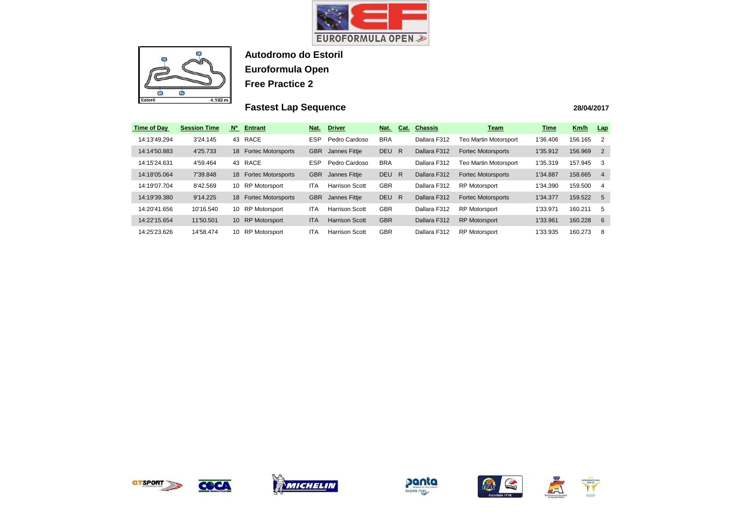# EUROFORMULA OPEN

Estoril 4.182 m.

**Autodromo do Estoril**

**Euroformula Open**

**Free Practice 2**

## Fastest Lap Sequence

**28/04/2017**

| Time of Day | Session Time | Nº | Entrant | Nat. | Driver | Nat. | Cat. | Chassis | Team | Time | Km/h | Lap |
|---|---|---|---|---|---|---|---|---|---|---|---|---|
| 14:13'49.294 | 3'24.145 | 43 | RACE | ESP | Pedro Cardoso | BRA | | Dallara F312 | Teo Martin Motorsport | 1'36.406 | 156.165 | 2 |
| 14:14'50.883 | 4'25.733 | 18 | Fortec Motorsports | GBR | Jannes Fittje | DEU | R | Dallara F312 | Fortec Motorsports | 1'35.912 | 156.969 | 2 |
| 14:15'24.631 | 4'59.464 | 43 | RACE | ESP | Pedro Cardoso | BRA | | Dallara F312 | Teo Martin Motorsport | 1'35.319 | 157.945 | 3 |
| 14:18'05.064 | 7'39.848 | 18 | Fortec Motorsports | GBR | Jannes Fittje | DEU | R | Dallara F312 | Fortec Motorsports | 1'34.887 | 158.665 | 4 |
| 14:19'07.704 | 8'42.569 | 10 | RP Motorsport | ITA | Harrison Scott | GBR | | Dallara F312 | RP Motorsport | 1'34.390 | 159.500 | 4 |
| 14:19'39.380 | 9'14.225 | 18 | Fortec Motorsports | GBR | Jannes Fittje | DEU | R | Dallara F312 | Fortec Motorsports | 1'34.377 | 159.522 | 5 |
| 14:20'41.656 | 10'16.540 | 10 | RP Motorsport | ITA | Harrison Scott | GBR | | Dallara F312 | RP Motorsport | 1'33.971 | 160.211 | 5 |
| 14:22'15.654 | 11'50.501 | 10 | RP Motorsport | ITA | Harrison Scott | GBR | | Dallara F312 | RP Motorsport | 1'33.961 | 160.228 | 6 |
| 14:25'23.626 | 14'58.474 | 10 | RP Motorsport | ITA | Harrison Scott | GBR | | Dallara F312 | RP Motorsport | 1'33.935 | 160.273 | 8 |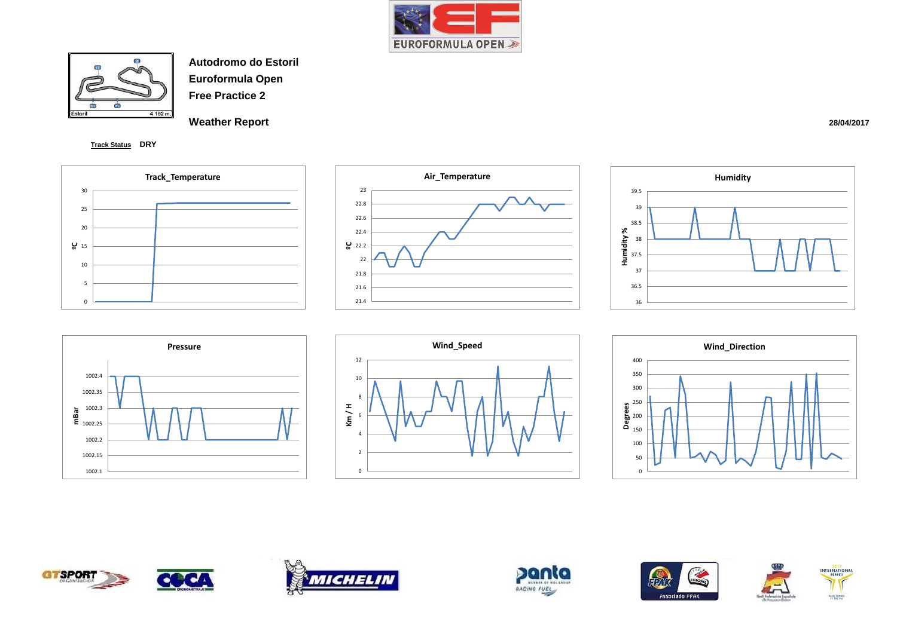**Autodromo do Estoril**

**Euroformula Open**

**Free Practice 2**

## Weather Report

**28/04/2017**

**Track Status** DRY

**Track_Temperature**

**Air_Temperature**

**Humidity**

**Pressure**

**Wind_Speed**

**Wind_Direction**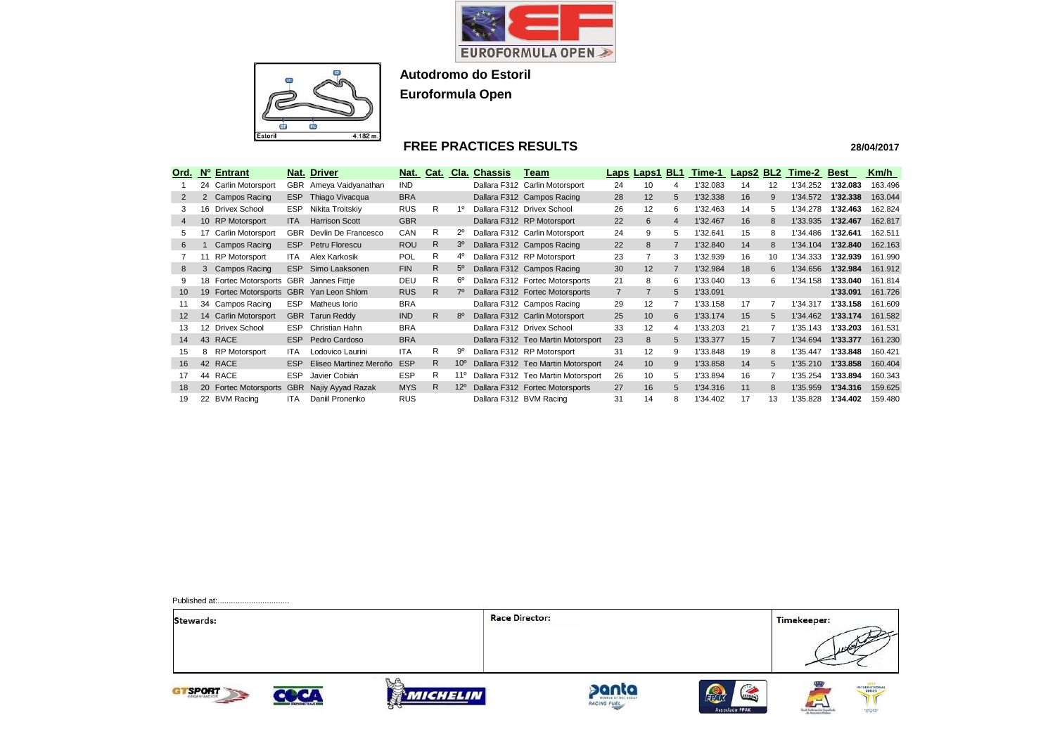EUROFORMULA OPEN

Estoril 4.182 m.

**Autodromo do Estoril**

**Euroformula Open**

## FREE PRACTICES RESULTS

**28/04/2017**

| Ord. | Nº | Entrant | Nat. | Driver | Nat. | Cat. | Cla. | Chassis | Team | Laps | Laps1 | BL1 | Time-1 | Laps2 | BL2 | Time-2 | Best | Km/h |
|---|---|---|---|---|---|---|---|---|---|---|---|---|---|---|---|---|---|---|
| 1 | 24 | Carlin Motorsport | GBR | Ameya Vaidyanathan | IND | | | Dallara F312 | Carlin Motorsport | 24 | 10 | 4 | 1'32.083 | 14 | 12 | 1'34.252 | **1'32.083** | 163.496 |
| 2 | 2 | Campos Racing | ESP | Thiago Vivacqua | BRA | | | Dallara F312 | Campos Racing | 28 | 12 | 5 | 1'32.338 | 16 | 9 | 1'34.572 | **1'32.338** | 163.044 |
| 3 | 16 | Drivex School | ESP | Nikita Troitskiy | RUS | R | 1º | Dallara F312 | Drivex School | 26 | 12 | 6 | 1'32.463 | 14 | 5 | 1'34.278 | **1'32.463** | 162.824 |
| 4 | 10 | RP Motorsport | ITA | Harrison Scott | GBR | | | Dallara F312 | RP Motorsport | 22 | 6 | 4 | 1'32.467 | 16 | 8 | 1'33.935 | **1'32.467** | 162.817 |
| 5 | 17 | Carlin Motorsport | GBR | Devlin De Francesco | CAN | R | 2º | Dallara F312 | Carlin Motorsport | 24 | 9 | 5 | 1'32.641 | 15 | 8 | 1'34.486 | **1'32.641** | 162.511 |
| 6 | 1 | Campos Racing | ESP | Petru Florescu | ROU | R | 3º | Dallara F312 | Campos Racing | 22 | 8 | 7 | 1'32.840 | 14 | 8 | 1'34.104 | **1'32.840** | 162.163 |
| 7 | 11 | RP Motorsport | ITA | Alex Karkosik | POL | R | 4º | Dallara F312 | RP Motorsport | 23 | 7 | 3 | 1'32.939 | 16 | 10 | 1'34.333 | **1'32.939** | 161.990 |
| 8 | 3 | Campos Racing | ESP | Simo Laaksonen | FIN | R | 5º | Dallara F312 | Campos Racing | 30 | 12 | 7 | 1'32.984 | 18 | 6 | 1'34.656 | **1'32.984** | 161.912 |
| 9 | 18 | Fortec Motorsports | GBR | Jannes Fittje | DEU | R | 6º | Dallara F312 | Fortec Motorsports | 21 | 8 | 6 | 1'33.040 | 13 | 6 | 1'34.158 | **1'33.040** | 161.814 |
| 10 | 19 | Fortec Motorsports | GBR | Yan Leon Shlom | RUS | R | 7º | Dallara F312 | Fortec Motorsports | 7 | 7 | 5 | 1'33.091 | | | | **1'33.091** | 161.726 |
| 11 | 34 | Campos Racing | ESP | Matheus Iorio | BRA | | | Dallara F312 | Campos Racing | 29 | 12 | 7 | 1'33.158 | 17 | 7 | 1'34.317 | **1'33.158** | 161.609 |
| 12 | 14 | Carlin Motorsport | GBR | Tarun Reddy | IND | R | 8º | Dallara F312 | Carlin Motorsport | 25 | 10 | 6 | 1'33.174 | 15 | 5 | 1'34.462 | **1'33.174** | 161.582 |
| 13 | 12 | Drivex School | ESP | Christian Hahn | BRA | | | Dallara F312 | Drivex School | 33 | 12 | 4 | 1'33.203 | 21 | 7 | 1'35.143 | **1'33.203** | 161.531 |
| 14 | 43 | RACE | ESP | Pedro Cardoso | BRA | | | Dallara F312 | Teo Martin Motorsport | 23 | 8 | 5 | 1'33.377 | 15 | 7 | 1'34.694 | **1'33.377** | 161.230 |
| 15 | 8 | RP Motorsport | ITA | Lodovico Laurini | ITA | R | 9º | Dallara F312 | RP Motorsport | 31 | 12 | 9 | 1'33.848 | 19 | 8 | 1'35.447 | **1'33.848** | 160.421 |
| 16 | 42 | RACE | ESP | Eliseo Martinez Meroño | ESP | R | 10º | Dallara F312 | Teo Martin Motorsport | 24 | 10 | 9 | 1'33.858 | 14 | 5 | 1'35.210 | **1'33.858** | 160.404 |
| 17 | 44 | RACE | ESP | Javier Cobián | ESP | R | 11º | Dallara F312 | Teo Martin Motorsport | 26 | 10 | 5 | 1'33.894 | 16 | 7 | 1'35.254 | **1'33.894** | 160.343 |
| 18 | 20 | Fortec Motorsports | GBR | Najiy Ayyad Razak | MYS | R | 12º | Dallara F312 | Fortec Motorsports | 27 | 16 | 5 | 1'34.316 | 11 | 8 | 1'35.959 | **1'34.316** | 159.625 |
| 19 | 22 | BVM Racing | ITA | Daniil Pronenko | RUS | | | Dallara F312 | BVM Racing | 31 | 14 | 8 | 1'34.402 | 17 | 13 | 1'35.828 | **1'34.402** | 159.480 |

Published at:.................................

| Stewards: | Race Director: | Timekeeper: |
|---|---|---|
| | | |